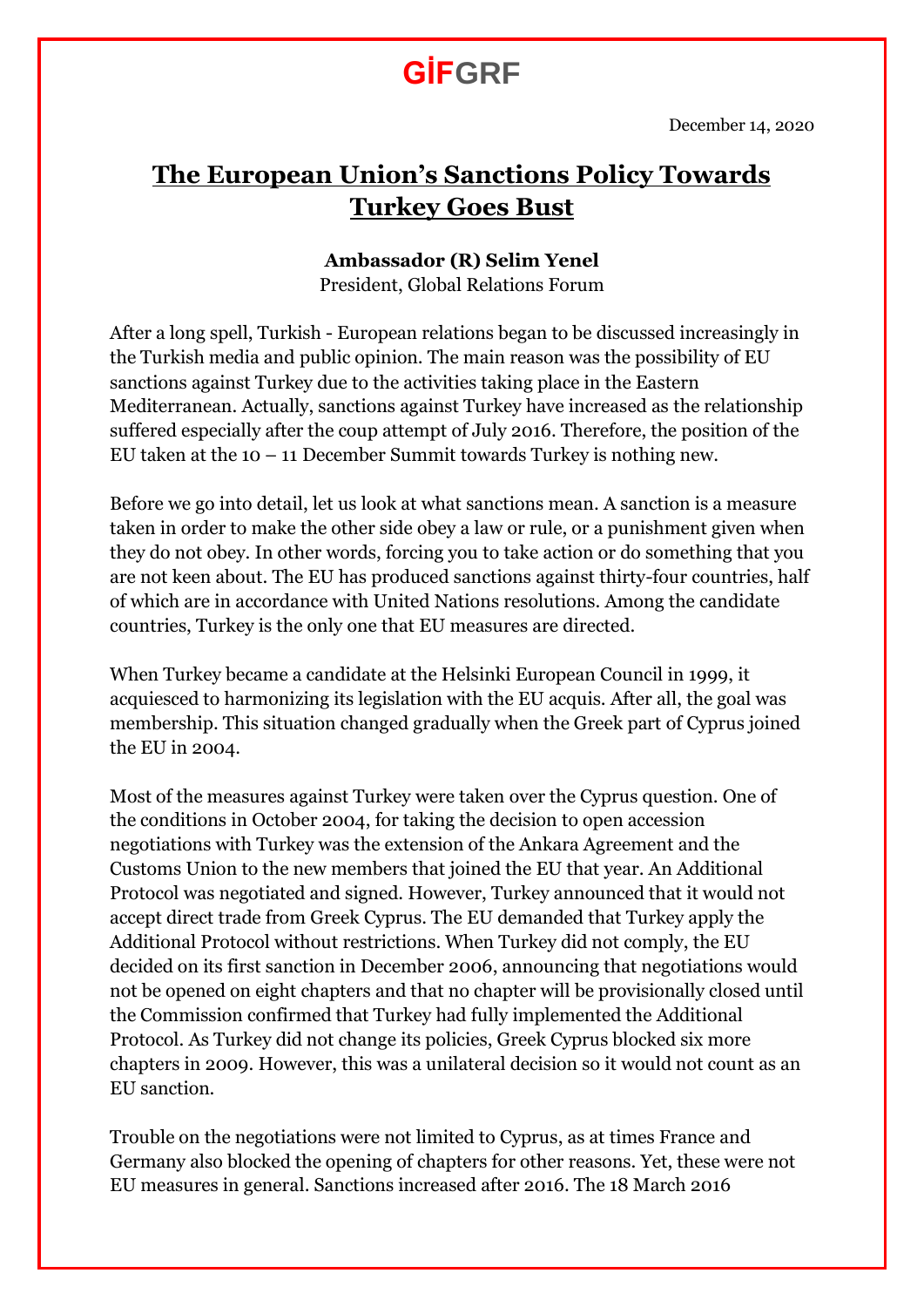**GİFGRF**

December 14, 2020

# The European Union's Sanctions Policy Towards Turkey Goes Bust

**Ambassador (R) Selim Yenel**
President, Global Relations Forum

After a long spell, Turkish - European relations began to be discussed increasingly in the Turkish media and public opinion. The main reason was the possibility of EU sanctions against Turkey due to the activities taking place in the Eastern Mediterranean. Actually, sanctions against Turkey have increased as the relationship suffered especially after the coup attempt of July 2016. Therefore, the position of the EU taken at the 10 – 11 December Summit towards Turkey is nothing new.

Before we go into detail, let us look at what sanctions mean. A sanction is a measure taken in order to make the other side obey a law or rule, or a punishment given when they do not obey. In other words, forcing you to take action or do something that you are not keen about. The EU has produced sanctions against thirty-four countries, half of which are in accordance with United Nations resolutions. Among the candidate countries, Turkey is the only one that EU measures are directed.

When Turkey became a candidate at the Helsinki European Council in 1999, it acquiesced to harmonizing its legislation with the EU acquis. After all, the goal was membership. This situation changed gradually when the Greek part of Cyprus joined the EU in 2004.

Most of the measures against Turkey were taken over the Cyprus question. One of the conditions in October 2004, for taking the decision to open accession negotiations with Turkey was the extension of the Ankara Agreement and the Customs Union to the new members that joined the EU that year. An Additional Protocol was negotiated and signed. However, Turkey announced that it would not accept direct trade from Greek Cyprus. The EU demanded that Turkey apply the Additional Protocol without restrictions. When Turkey did not comply, the EU decided on its first sanction in December 2006, announcing that negotiations would not be opened on eight chapters and that no chapter will be provisionally closed until the Commission confirmed that Turkey had fully implemented the Additional Protocol. As Turkey did not change its policies, Greek Cyprus blocked six more chapters in 2009. However, this was a unilateral decision so it would not count as an EU sanction.

Trouble on the negotiations were not limited to Cyprus, as at times France and Germany also blocked the opening of chapters for other reasons. Yet, these were not EU measures in general. Sanctions increased after 2016. The 18 March 2016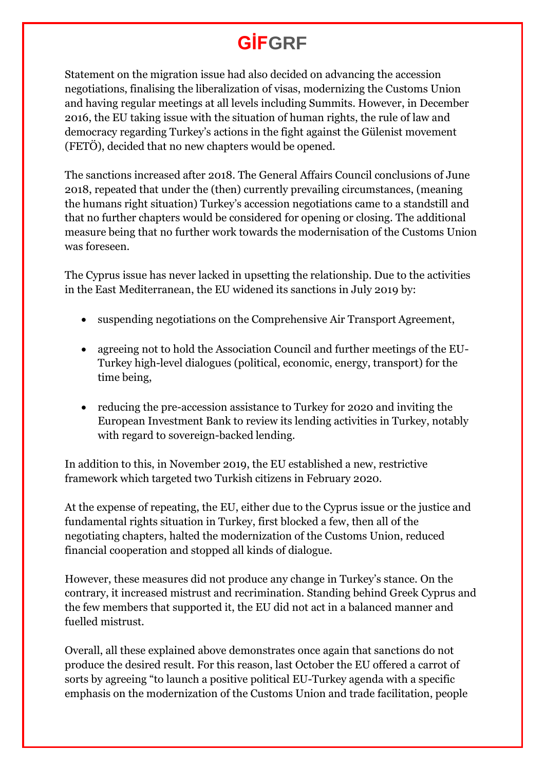Statement on the migration issue had also decided on advancing the accession negotiations, finalising the liberalization of visas, modernizing the Customs Union and having regular meetings at all levels including Summits. However, in December 2016, the EU taking issue with the situation of human rights, the rule of law and democracy regarding Turkey's actions in the fight against the Gülenist movement (FETÖ), decided that no new chapters would be opened.

The sanctions increased after 2018. The General Affairs Council conclusions of June 2018, repeated that under the (then) currently prevailing circumstances, (meaning the humans right situation) Turkey's accession negotiations came to a standstill and that no further chapters would be considered for opening or closing. The additional measure being that no further work towards the modernisation of the Customs Union was foreseen.

The Cyprus issue has never lacked in upsetting the relationship. Due to the activities in the East Mediterranean, the EU widened its sanctions in July 2019 by:

- suspending negotiations on the Comprehensive Air Transport Agreement,
- agreeing not to hold the Association Council and further meetings of the EU-Turkey high-level dialogues (political, economic, energy, transport) for the time being,
- reducing the pre-accession assistance to Turkey for 2020 and inviting the European Investment Bank to review its lending activities in Turkey, notably with regard to sovereign-backed lending.

In addition to this, in November 2019, the EU established a new, restrictive framework which targeted two Turkish citizens in February 2020.

At the expense of repeating, the EU, either due to the Cyprus issue or the justice and fundamental rights situation in Turkey, first blocked a few, then all of the negotiating chapters, halted the modernization of the Customs Union, reduced financial cooperation and stopped all kinds of dialogue.

However, these measures did not produce any change in Turkey's stance. On the contrary, it increased mistrust and recrimination. Standing behind Greek Cyprus and the few members that supported it, the EU did not act in a balanced manner and fuelled mistrust.

Overall, all these explained above demonstrates once again that sanctions do not produce the desired result. For this reason, last October the EU offered a carrot of sorts by agreeing "to launch a positive political EU-Turkey agenda with a specific emphasis on the modernization of the Customs Union and trade facilitation, people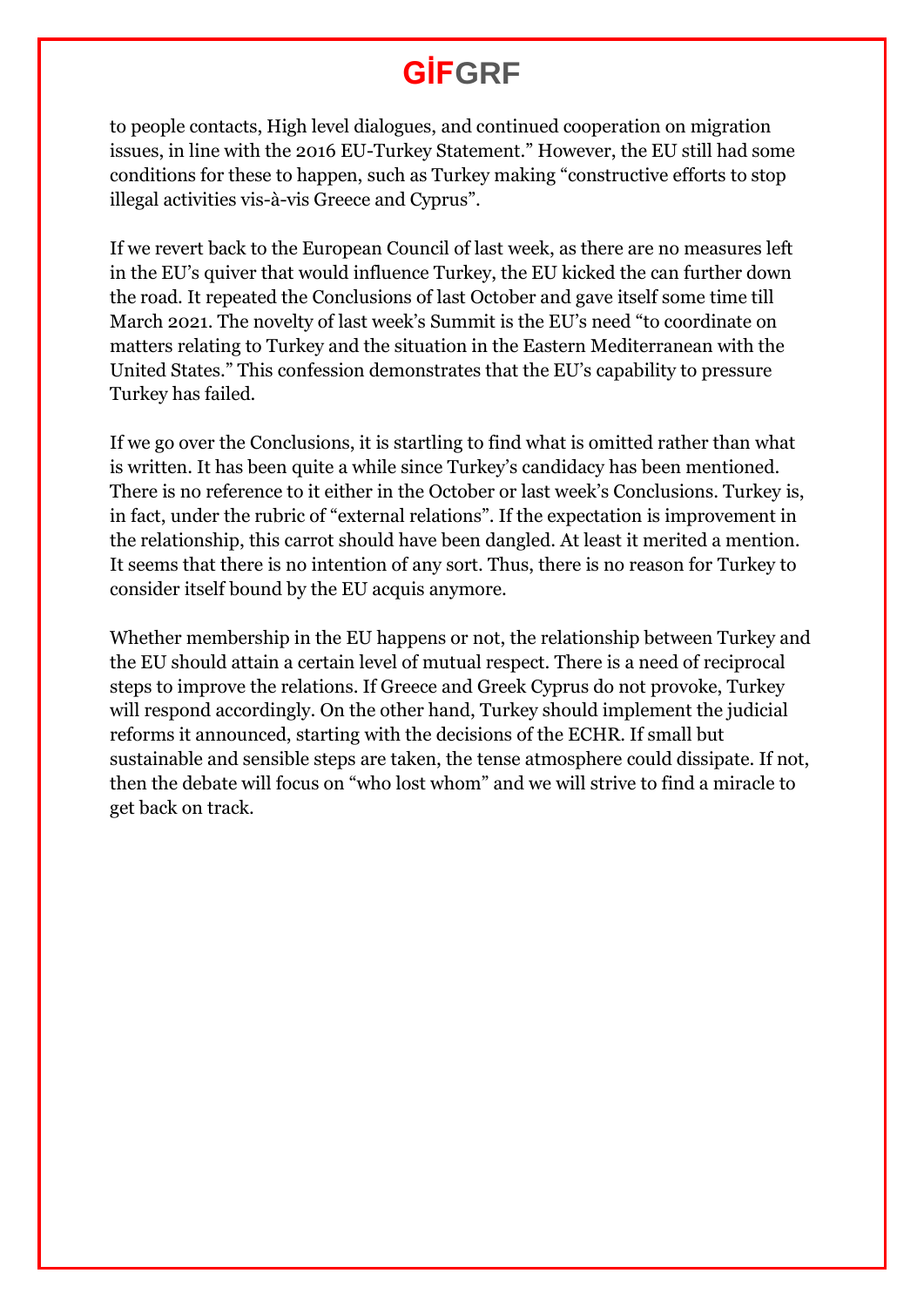to people contacts, High level dialogues, and continued cooperation on migration issues, in line with the 2016 EU-Turkey Statement." However, the EU still had some conditions for these to happen, such as Turkey making "constructive efforts to stop illegal activities vis-à-vis Greece and Cyprus".

If we revert back to the European Council of last week, as there are no measures left in the EU's quiver that would influence Turkey, the EU kicked the can further down the road. It repeated the Conclusions of last October and gave itself some time till March 2021. The novelty of last week's Summit is the EU's need "to coordinate on matters relating to Turkey and the situation in the Eastern Mediterranean with the United States." This confession demonstrates that the EU's capability to pressure Turkey has failed.

If we go over the Conclusions, it is startling to find what is omitted rather than what is written. It has been quite a while since Turkey's candidacy has been mentioned. There is no reference to it either in the October or last week's Conclusions. Turkey is, in fact, under the rubric of "external relations". If the expectation is improvement in the relationship, this carrot should have been dangled. At least it merited a mention. It seems that there is no intention of any sort. Thus, there is no reason for Turkey to consider itself bound by the EU acquis anymore.

Whether membership in the EU happens or not, the relationship between Turkey and the EU should attain a certain level of mutual respect. There is a need of reciprocal steps to improve the relations. If Greece and Greek Cyprus do not provoke, Turkey will respond accordingly. On the other hand, Turkey should implement the judicial reforms it announced, starting with the decisions of the ECHR. If small but sustainable and sensible steps are taken, the tense atmosphere could dissipate. If not, then the debate will focus on "who lost whom" and we will strive to find a miracle to get back on track.